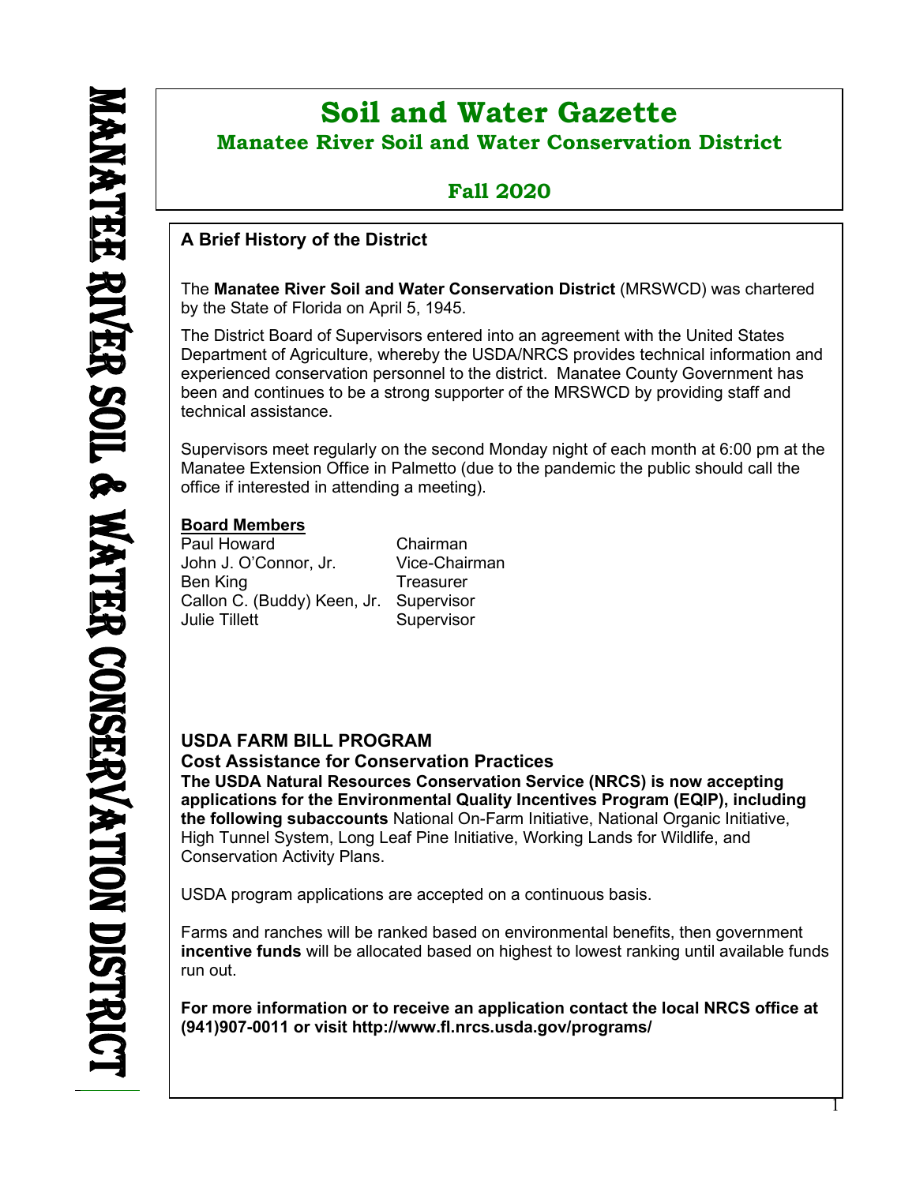# Soil and Water Gazette

## Manatee River Soil and Water Conservation District

## Fall 2020

MANATEE RIVER SOIL & WATER CONSERVATION DISTRICT

### A Brief History of the District

The **Manatee River Soil and Water Conservation District** (MRSWCD) was chartered by the State of Florida on April 5, 1945.

The District Board of Supervisors entered into an agreement with the United States Department of Agriculture, whereby the USDA/NRCS provides technical information and experienced conservation personnel to the district. Manatee County Government has been and continues to be a strong supporter of the MRSWCD by providing staff and technical assistance.

Supervisors meet regularly on the second Monday night of each month at 6:00 pm at the Manatee Extension Office in Palmetto (due to the pandemic the public should call the office if interested in attending a meeting).

**Board Members**

| | |
|---|---|
| Paul Howard | Chairman |
| John J. O'Connor, Jr. | Vice-Chairman |
| Ben King | Treasurer |
| Callon C. (Buddy) Keen, Jr. | Supervisor |
| Julie Tillett | Supervisor |

### USDA FARM BILL PROGRAM

**Cost Assistance for Conservation Practices**

**The USDA Natural Resources Conservation Service (NRCS) is now accepting applications for the Environmental Quality Incentives Program (EQIP), including the following subaccounts** National On-Farm Initiative, National Organic Initiative, High Tunnel System, Long Leaf Pine Initiative, Working Lands for Wildlife, and Conservation Activity Plans.

USDA program applications are accepted on a continuous basis.

Farms and ranches will be ranked based on environmental benefits, then government **incentive funds** will be allocated based on highest to lowest ranking until available funds run out.

**For more information or to receive an application contact the local NRCS office at (941)907-0011 or visit http://www.fl.nrcs.usda.gov/programs/**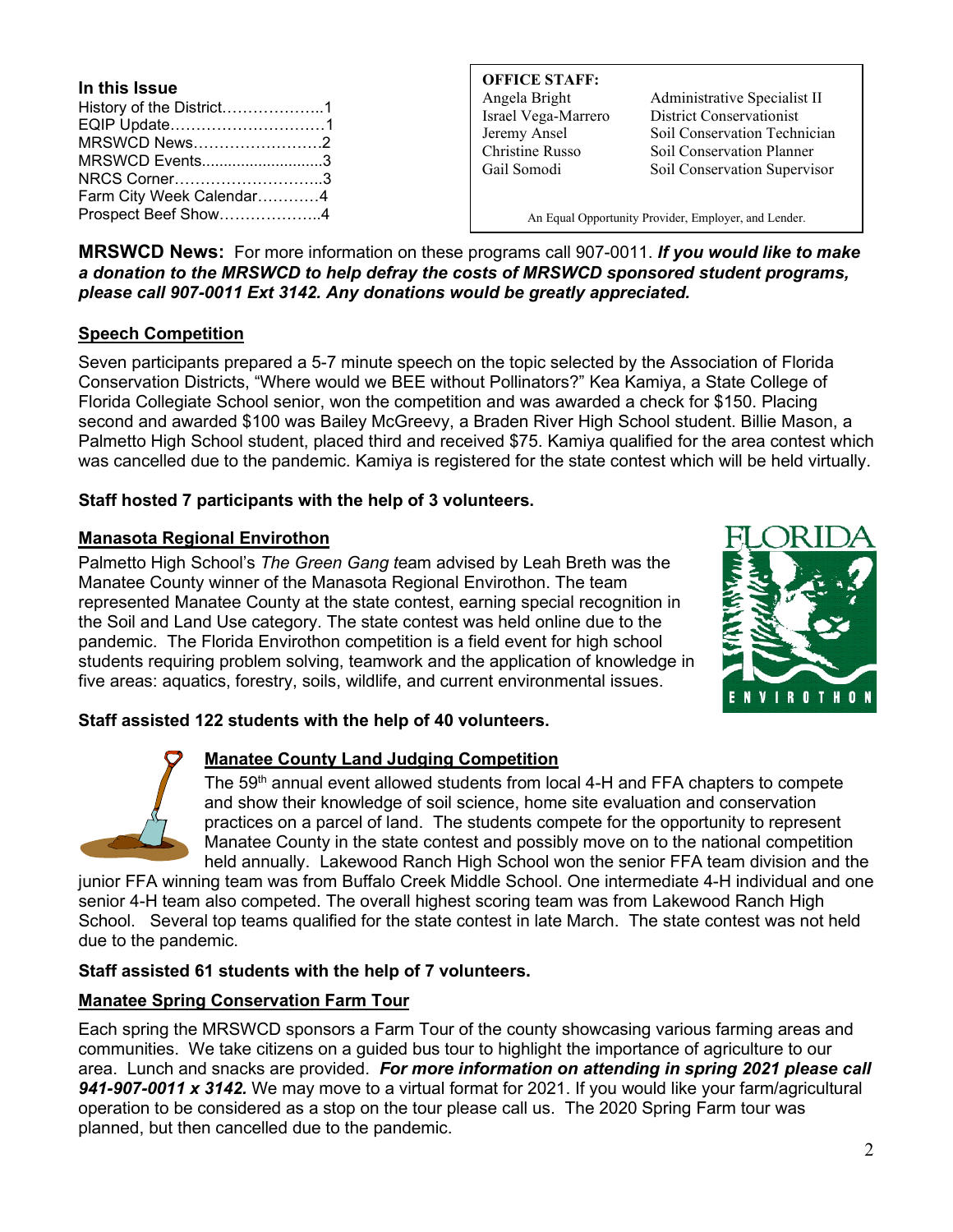**In this Issue**

History of the District………………..1
EQIP Update…………………………1
MRSWCD News…………………….2
MRSWCD Events.........................3
NRCS Corner………………………..3
Farm City Week Calendar…………4
Prospect Beef Show………………..4

**OFFICE STAFF:**

| | |
|---|---|
| Angela Bright | Administrative Specialist II |
| Israel Vega-Marrero | District Conservationist |
| Jeremy Ansel | Soil Conservation Technician |
| Christine Russo | Soil Conservation Planner |
| Gail Somodi | Soil Conservation Supervisor |

An Equal Opportunity Provider, Employer, and Lender.

**MRSWCD News:** For more information on these programs call 907-0011. ***If you would like to make a donation to the MRSWCD to help defray the costs of MRSWCD sponsored student programs, please call 907-0011 Ext 3142. Any donations would be greatly appreciated.***

## Speech Competition

Seven participants prepared a 5-7 minute speech on the topic selected by the Association of Florida Conservation Districts, "Where would we BEE without Pollinators?" Kea Kamiya, a State College of Florida Collegiate School senior, won the competition and was awarded a check for $150. Placing second and awarded $100 was Bailey McGreevy, a Braden River High School student. Billie Mason, a Palmetto High School student, placed third and received $75. Kamiya qualified for the area contest which was cancelled due to the pandemic. Kamiya is registered for the state contest which will be held virtually.

**Staff hosted 7 participants with the help of 3 volunteers.**

## Manasota Regional Envirothon

Palmetto High School's *The Green Gang t*eam advised by Leah Breth was the Manatee County winner of the Manasota Regional Envirothon. The team represented Manatee County at the state contest, earning special recognition in the Soil and Land Use category. The state contest was held online due to the pandemic. The Florida Envirothon competition is a field event for high school students requiring problem solving, teamwork and the application of knowledge in five areas: aquatics, forestry, soils, wildlife, and current environmental issues.

**Staff assisted 122 students with the help of 40 volunteers.**

## Manatee County Land Judging Competition

The 59th annual event allowed students from local 4-H and FFA chapters to compete and show their knowledge of soil science, home site evaluation and conservation practices on a parcel of land. The students compete for the opportunity to represent Manatee County in the state contest and possibly move on to the national competition held annually. Lakewood Ranch High School won the senior FFA team division and the junior FFA winning team was from Buffalo Creek Middle School. One intermediate 4-H individual and one senior 4-H team also competed. The overall highest scoring team was from Lakewood Ranch High School. Several top teams qualified for the state contest in late March. The state contest was not held due to the pandemic.

**Staff assisted 61 students with the help of 7 volunteers.**

## Manatee Spring Conservation Farm Tour

Each spring the MRSWCD sponsors a Farm Tour of the county showcasing various farming areas and communities. We take citizens on a guided bus tour to highlight the importance of agriculture to our area. Lunch and snacks are provided. ***For more information on attending in spring 2021 please call 941-907-0011 x 3142.*** We may move to a virtual format for 2021. If you would like your farm/agricultural operation to be considered as a stop on the tour please call us. The 2020 Spring Farm tour was planned, but then cancelled due to the pandemic.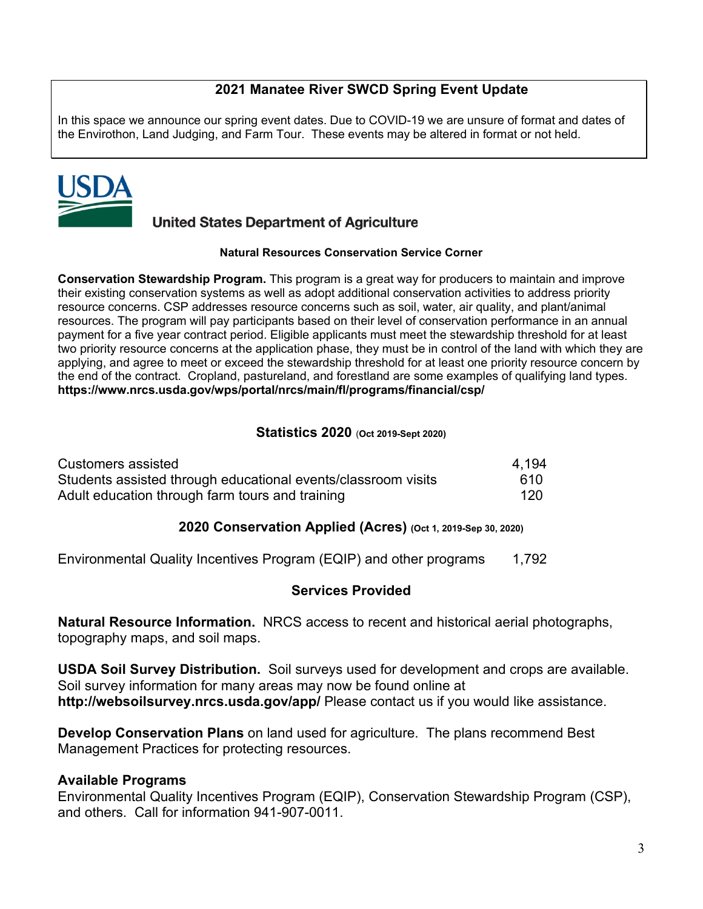## 2021 Manatee River SWCD Spring Event Update

In this space we announce our spring event dates. Due to COVID-19 we are unsure of format and dates of the Envirothon, Land Judging, and Farm Tour. These events may be altered in format or not held.

## United States Department of Agriculture

### Natural Resources Conservation Service Corner

**Conservation Stewardship Program.** This program is a great way for producers to maintain and improve their existing conservation systems as well as adopt additional conservation activities to address priority resource concerns. CSP addresses resource concerns such as soil, water, air quality, and plant/animal resources. The program will pay participants based on their level of conservation performance in an annual payment for a five year contract period. Eligible applicants must meet the stewardship threshold for at least two priority resource concerns at the application phase, they must be in control of the land with which they are applying, and agree to meet or exceed the stewardship threshold for at least one priority resource concern by the end of the contract. Cropland, pastureland, and forestland are some examples of qualifying land types. **https://www.nrcs.usda.gov/wps/portal/nrcs/main/fl/programs/financial/csp/**

### Statistics 2020 (Oct 2019-Sept 2020)

| | |
|---|---|
| Customers assisted | 4,194 |
| Students assisted through educational events/classroom visits | 610 |
| Adult education through farm tours and training | 120 |

### 2020 Conservation Applied (Acres) (Oct 1, 2019-Sep 30, 2020)

| | |
|---|---|
| Environmental Quality Incentives Program (EQIP) and other programs | 1,792 |

### Services Provided

**Natural Resource Information.** NRCS access to recent and historical aerial photographs, topography maps, and soil maps.

**USDA Soil Survey Distribution.** Soil surveys used for development and crops are available. Soil survey information for many areas may now be found online at **http://websoilsurvey.nrcs.usda.gov/app/** Please contact us if you would like assistance.

**Develop Conservation Plans** on land used for agriculture. The plans recommend Best Management Practices for protecting resources.

**Available Programs**
Environmental Quality Incentives Program (EQIP), Conservation Stewardship Program (CSP), and others. Call for information 941-907-0011.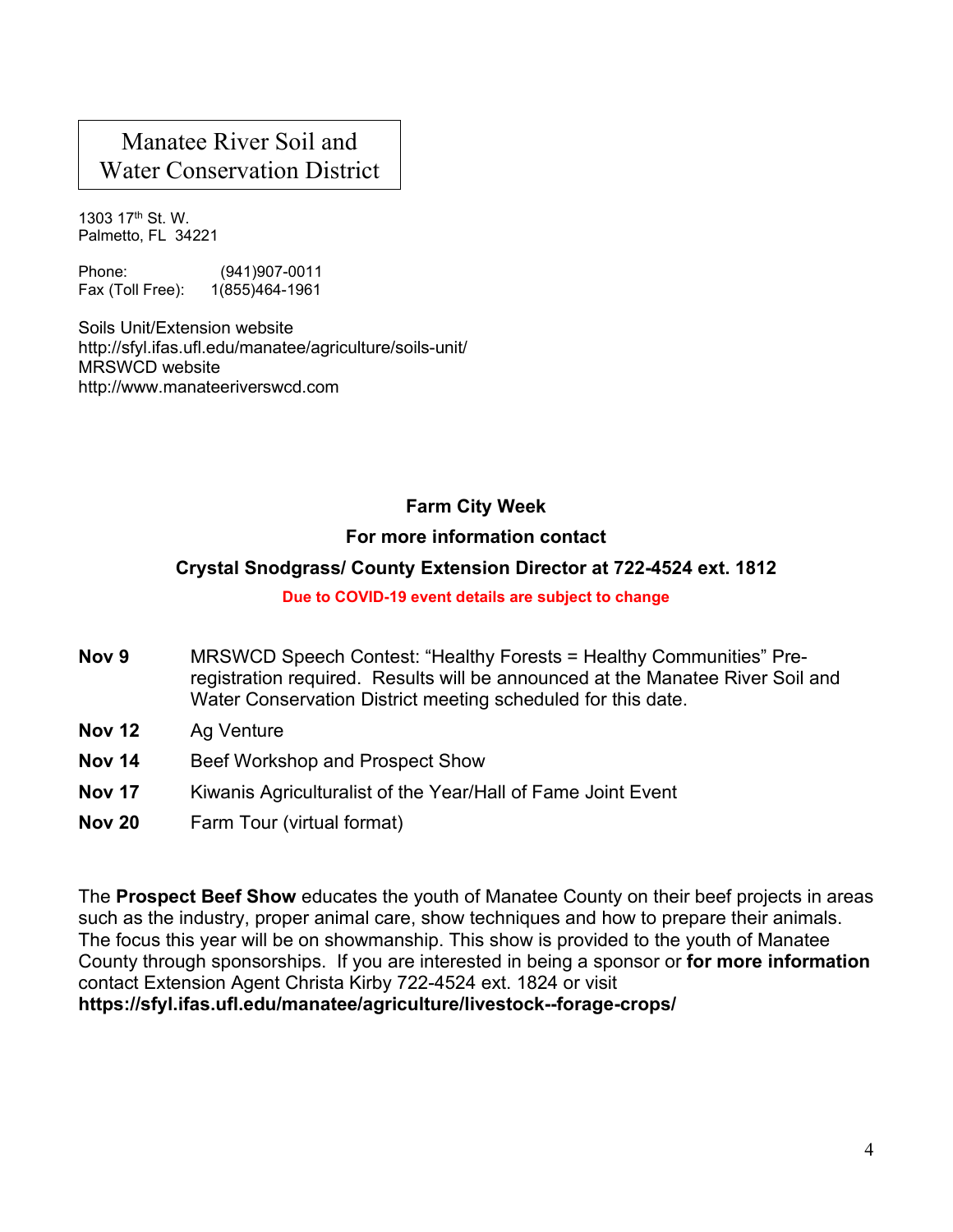# Manatee River Soil and Water Conservation District

1303 17th St. W.
Palmetto, FL 34221

Phone: (941)907-0011
Fax (Toll Free): 1(855)464-1961

Soils Unit/Extension website
http://sfyl.ifas.ufl.edu/manatee/agriculture/soils-unit/
MRSWCD website
http://www.manateeriverswcd.com

## Farm City Week

**For more information contact**

**Crystal Snodgrass/ County Extension Director at 722-4524 ext. 1812**

**Due to COVID-19 event details are subject to change**

| | |
|---|---|
| **Nov 9** | MRSWCD Speech Contest: “Healthy Forests = Healthy Communities” Pre-registration required. Results will be announced at the Manatee River Soil and Water Conservation District meeting scheduled for this date. |
| **Nov 12** | Ag Venture |
| **Nov 14** | Beef Workshop and Prospect Show |
| **Nov 17** | Kiwanis Agriculturalist of the Year/Hall of Fame Joint Event |
| **Nov 20** | Farm Tour (virtual format) |

The **Prospect Beef Show** educates the youth of Manatee County on their beef projects in areas such as the industry, proper animal care, show techniques and how to prepare their animals. The focus this year will be on showmanship. This show is provided to the youth of Manatee County through sponsorships. If you are interested in being a sponsor or **for more information** contact Extension Agent Christa Kirby 722-4524 ext. 1824 or visit **https://sfyl.ifas.ufl.edu/manatee/agriculture/livestock--forage-crops/**